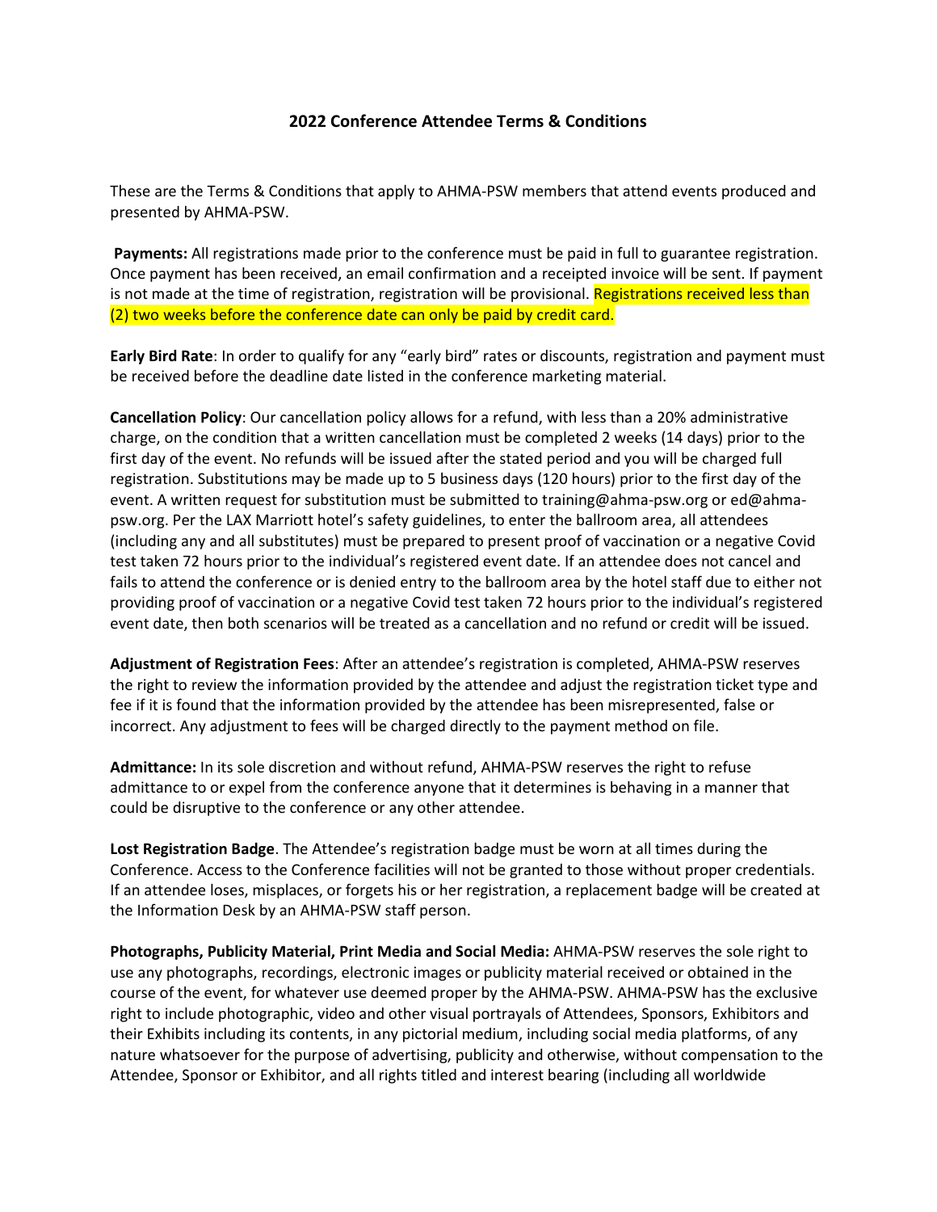## 2022 Conference Attendee Terms & Conditions

These are the Terms & Conditions that apply to AHMA-PSW members that attend events produced and presented by AHMA-PSW.

**Payments:** All registrations made prior to the conference must be paid in full to guarantee registration. Once payment has been received, an email confirmation and a receipted invoice will be sent. If payment is not made at the time of registration, registration will be provisional. Registrations received less than (2) two weeks before the conference date can only be paid by credit card.

**Early Bird Rate**: In order to qualify for any "early bird" rates or discounts, registration and payment must be received before the deadline date listed in the conference marketing material.

**Cancellation Policy**: Our cancellation policy allows for a refund, with less than a 20% administrative charge, on the condition that a written cancellation must be completed 2 weeks (14 days) prior to the first day of the event. No refunds will be issued after the stated period and you will be charged full registration. Substitutions may be made up to 5 business days (120 hours) prior to the first day of the event. A written request for substitution must be submitted to training@ahma-psw.org or ed@ahma-psw.org. Per the LAX Marriott hotel's safety guidelines, to enter the ballroom area, all attendees (including any and all substitutes) must be prepared to present proof of vaccination or a negative Covid test taken 72 hours prior to the individual's registered event date. If an attendee does not cancel and fails to attend the conference or is denied entry to the ballroom area by the hotel staff due to either not providing proof of vaccination or a negative Covid test taken 72 hours prior to the individual's registered event date, then both scenarios will be treated as a cancellation and no refund or credit will be issued.

**Adjustment of Registration Fees**: After an attendee's registration is completed, AHMA-PSW reserves the right to review the information provided by the attendee and adjust the registration ticket type and fee if it is found that the information provided by the attendee has been misrepresented, false or incorrect. Any adjustment to fees will be charged directly to the payment method on file.

**Admittance:** In its sole discretion and without refund, AHMA-PSW reserves the right to refuse admittance to or expel from the conference anyone that it determines is behaving in a manner that could be disruptive to the conference or any other attendee.

**Lost Registration Badge**. The Attendee's registration badge must be worn at all times during the Conference. Access to the Conference facilities will not be granted to those without proper credentials. If an attendee loses, misplaces, or forgets his or her registration, a replacement badge will be created at the Information Desk by an AHMA-PSW staff person.

**Photographs, Publicity Material, Print Media and Social Media:** AHMA-PSW reserves the sole right to use any photographs, recordings, electronic images or publicity material received or obtained in the course of the event, for whatever use deemed proper by the AHMA-PSW. AHMA-PSW has the exclusive right to include photographic, video and other visual portrayals of Attendees, Sponsors, Exhibitors and their Exhibits including its contents, in any pictorial medium, including social media platforms, of any nature whatsoever for the purpose of advertising, publicity and otherwise, without compensation to the Attendee, Sponsor or Exhibitor, and all rights titled and interest bearing (including all worldwide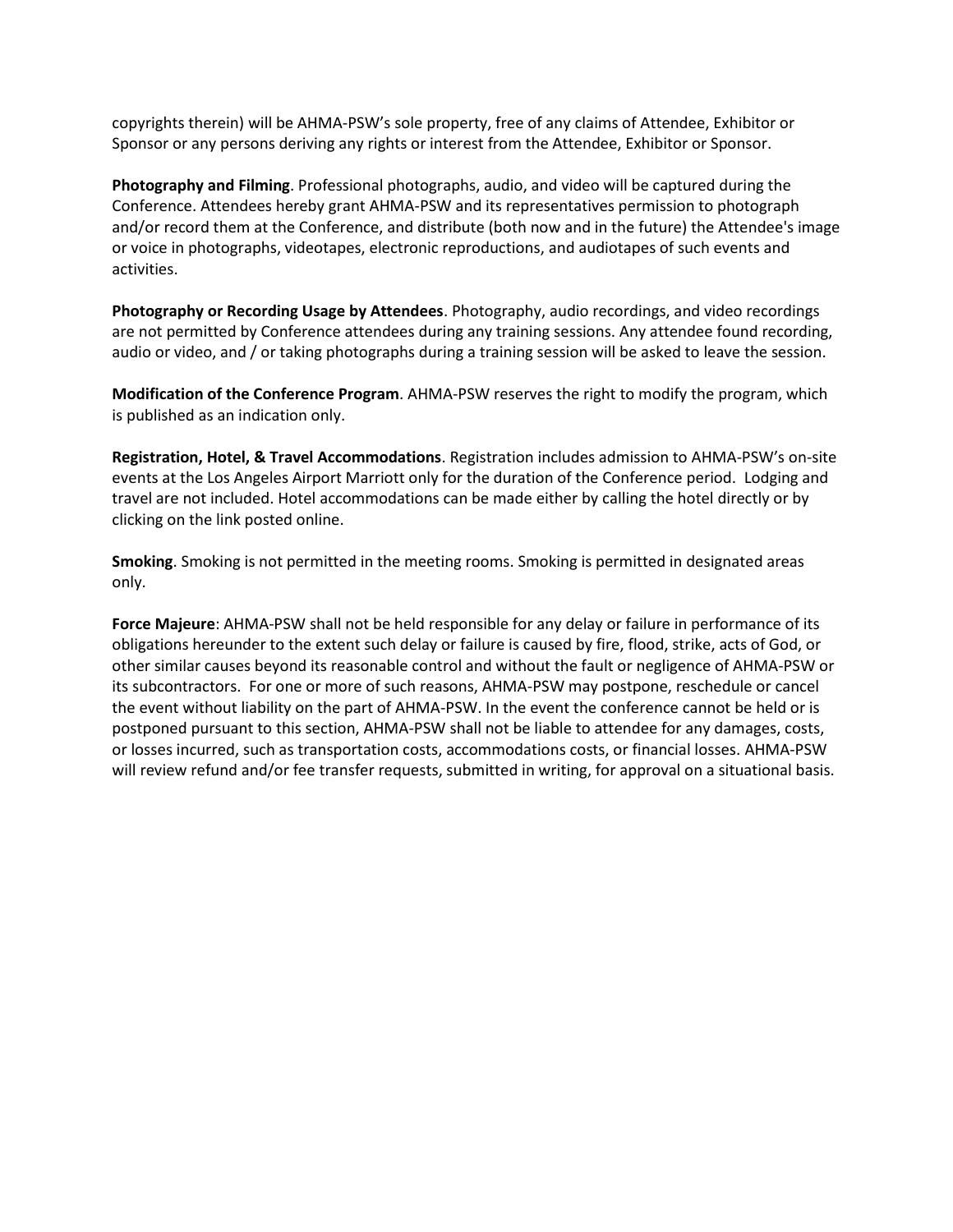copyrights therein) will be AHMA-PSW's sole property, free of any claims of Attendee, Exhibitor or Sponsor or any persons deriving any rights or interest from the Attendee, Exhibitor or Sponsor.

**Photography and Filming**. Professional photographs, audio, and video will be captured during the Conference. Attendees hereby grant AHMA-PSW and its representatives permission to photograph and/or record them at the Conference, and distribute (both now and in the future) the Attendee's image or voice in photographs, videotapes, electronic reproductions, and audiotapes of such events and activities.

**Photography or Recording Usage by Attendees**. Photography, audio recordings, and video recordings are not permitted by Conference attendees during any training sessions. Any attendee found recording, audio or video, and / or taking photographs during a training session will be asked to leave the session.

**Modification of the Conference Program**. AHMA-PSW reserves the right to modify the program, which is published as an indication only.

**Registration, Hotel, & Travel Accommodations**. Registration includes admission to AHMA-PSW's on-site events at the Los Angeles Airport Marriott only for the duration of the Conference period. Lodging and travel are not included. Hotel accommodations can be made either by calling the hotel directly or by clicking on the link posted online.

**Smoking**. Smoking is not permitted in the meeting rooms. Smoking is permitted in designated areas only.

**Force Majeure**: AHMA-PSW shall not be held responsible for any delay or failure in performance of its obligations hereunder to the extent such delay or failure is caused by fire, flood, strike, acts of God, or other similar causes beyond its reasonable control and without the fault or negligence of AHMA-PSW or its subcontractors. For one or more of such reasons, AHMA-PSW may postpone, reschedule or cancel the event without liability on the part of AHMA-PSW. In the event the conference cannot be held or is postponed pursuant to this section, AHMA-PSW shall not be liable to attendee for any damages, costs, or losses incurred, such as transportation costs, accommodations costs, or financial losses. AHMA-PSW will review refund and/or fee transfer requests, submitted in writing, for approval on a situational basis.